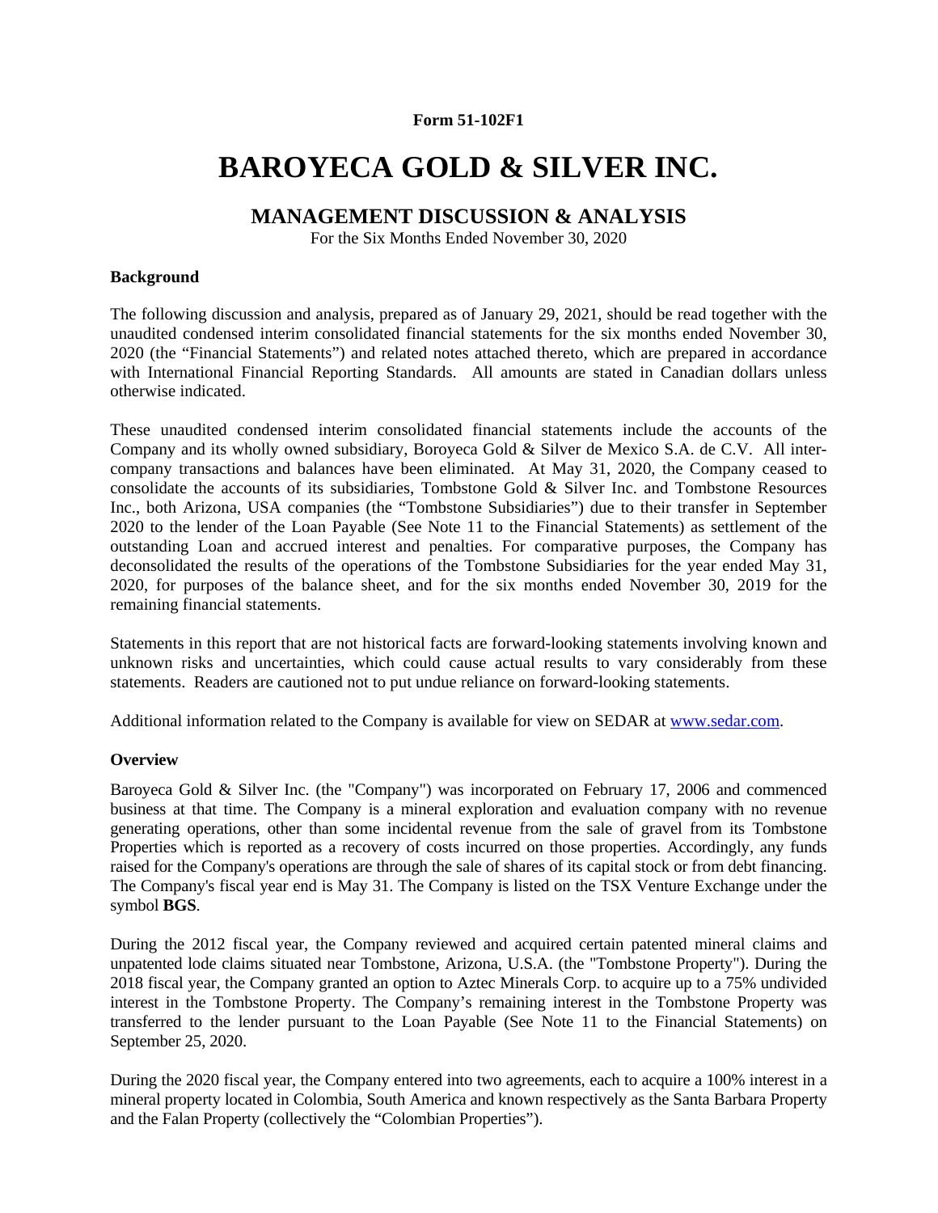**Form 51-102F1**

# BAROYECA GOLD & SILVER INC.

## MANAGEMENT DISCUSSION & ANALYSIS

For the Six Months Ended November 30, 2020

### Background

The following discussion and analysis, prepared as of January 29, 2021, should be read together with the unaudited condensed interim consolidated financial statements for the six months ended November 30, 2020 (the "Financial Statements") and related notes attached thereto, which are prepared in accordance with International Financial Reporting Standards. All amounts are stated in Canadian dollars unless otherwise indicated.

These unaudited condensed interim consolidated financial statements include the accounts of the Company and its wholly owned subsidiary, Boroyeca Gold & Silver de Mexico S.A. de C.V. All inter-company transactions and balances have been eliminated. At May 31, 2020, the Company ceased to consolidate the accounts of its subsidiaries, Tombstone Gold & Silver Inc. and Tombstone Resources Inc., both Arizona, USA companies (the "Tombstone Subsidiaries") due to their transfer in September 2020 to the lender of the Loan Payable (See Note 11 to the Financial Statements) as settlement of the outstanding Loan and accrued interest and penalties. For comparative purposes, the Company has deconsolidated the results of the operations of the Tombstone Subsidiaries for the year ended May 31, 2020, for purposes of the balance sheet, and for the six months ended November 30, 2019 for the remaining financial statements.

Statements in this report that are not historical facts are forward-looking statements involving known and unknown risks and uncertainties, which could cause actual results to vary considerably from these statements. Readers are cautioned not to put undue reliance on forward-looking statements.

Additional information related to the Company is available for view on SEDAR at www.sedar.com.

### Overview

Baroyeca Gold & Silver Inc. (the "Company") was incorporated on February 17, 2006 and commenced business at that time. The Company is a mineral exploration and evaluation company with no revenue generating operations, other than some incidental revenue from the sale of gravel from its Tombstone Properties which is reported as a recovery of costs incurred on those properties. Accordingly, any funds raised for the Company's operations are through the sale of shares of its capital stock or from debt financing. The Company's fiscal year end is May 31. The Company is listed on the TSX Venture Exchange under the symbol **BGS**.

During the 2012 fiscal year, the Company reviewed and acquired certain patented mineral claims and unpatented lode claims situated near Tombstone, Arizona, U.S.A. (the "Tombstone Property"). During the 2018 fiscal year, the Company granted an option to Aztec Minerals Corp. to acquire up to a 75% undivided interest in the Tombstone Property. The Company's remaining interest in the Tombstone Property was transferred to the lender pursuant to the Loan Payable (See Note 11 to the Financial Statements) on September 25, 2020.

During the 2020 fiscal year, the Company entered into two agreements, each to acquire a 100% interest in a mineral property located in Colombia, South America and known respectively as the Santa Barbara Property and the Falan Property (collectively the "Colombian Properties").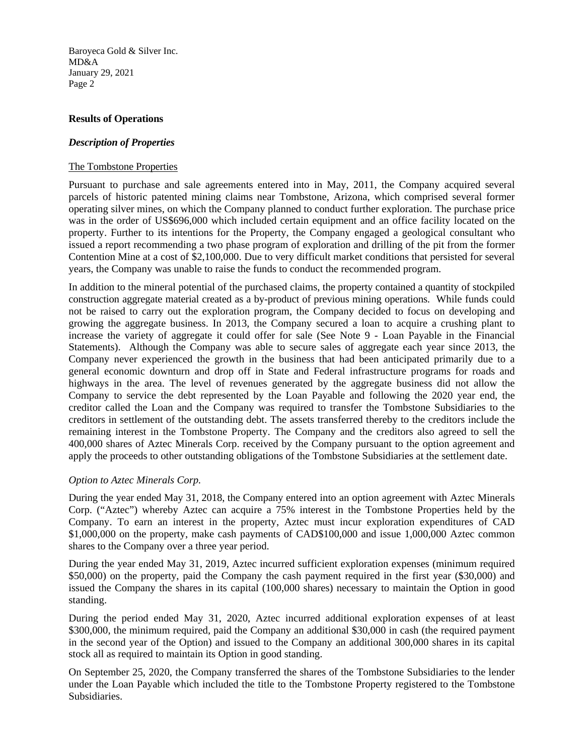## Results of Operations

### *Description of Properties*

The Tombstone Properties

Pursuant to purchase and sale agreements entered into in May, 2011, the Company acquired several parcels of historic patented mining claims near Tombstone, Arizona, which comprised several former operating silver mines, on which the Company planned to conduct further exploration. The purchase price was in the order of US$696,000 which included certain equipment and an office facility located on the property. Further to its intentions for the Property, the Company engaged a geological consultant who issued a report recommending a two phase program of exploration and drilling of the pit from the former Contention Mine at a cost of $2,100,000. Due to very difficult market conditions that persisted for several years, the Company was unable to raise the funds to conduct the recommended program.

In addition to the mineral potential of the purchased claims, the property contained a quantity of stockpiled construction aggregate material created as a by-product of previous mining operations. While funds could not be raised to carry out the exploration program, the Company decided to focus on developing and growing the aggregate business. In 2013, the Company secured a loan to acquire a crushing plant to increase the variety of aggregate it could offer for sale (See Note 9 - Loan Payable in the Financial Statements). Although the Company was able to secure sales of aggregate each year since 2013, the Company never experienced the growth in the business that had been anticipated primarily due to a general economic downturn and drop off in State and Federal infrastructure programs for roads and highways in the area. The level of revenues generated by the aggregate business did not allow the Company to service the debt represented by the Loan Payable and following the 2020 year end, the creditor called the Loan and the Company was required to transfer the Tombstone Subsidiaries to the creditors in settlement of the outstanding debt. The assets transferred thereby to the creditors include the remaining interest in the Tombstone Property. The Company and the creditors also agreed to sell the 400,000 shares of Aztec Minerals Corp. received by the Company pursuant to the option agreement and apply the proceeds to other outstanding obligations of the Tombstone Subsidiaries at the settlement date.

*Option to Aztec Minerals Corp.*

During the year ended May 31, 2018, the Company entered into an option agreement with Aztec Minerals Corp. ("Aztec") whereby Aztec can acquire a 75% interest in the Tombstone Properties held by the Company. To earn an interest in the property, Aztec must incur exploration expenditures of CAD $1,000,000 on the property, make cash payments of CAD$100,000 and issue 1,000,000 Aztec common shares to the Company over a three year period.

During the year ended May 31, 2019, Aztec incurred sufficient exploration expenses (minimum required $50,000) on the property, paid the Company the cash payment required in the first year ($30,000) and issued the Company the shares in its capital (100,000 shares) necessary to maintain the Option in good standing.

During the period ended May 31, 2020, Aztec incurred additional exploration expenses of at least $300,000, the minimum required, paid the Company an additional $30,000 in cash (the required payment in the second year of the Option) and issued to the Company an additional 300,000 shares in its capital stock all as required to maintain its Option in good standing.

On September 25, 2020, the Company transferred the shares of the Tombstone Subsidiaries to the lender under the Loan Payable which included the title to the Tombstone Property registered to the Tombstone Subsidiaries.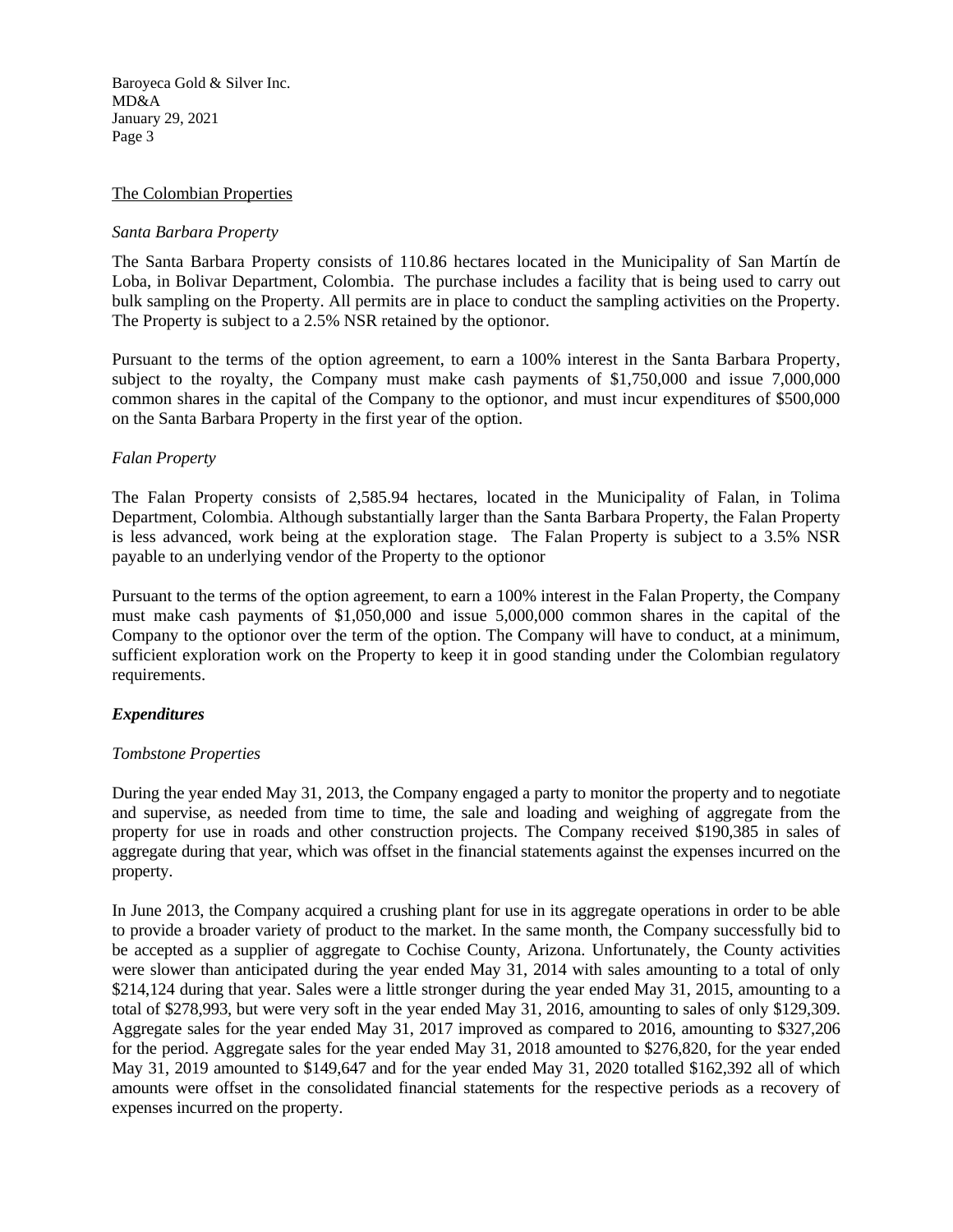The Colombian Properties

*Santa Barbara Property*

The Santa Barbara Property consists of 110.86 hectares located in the Municipality of San Martín de Loba, in Bolivar Department, Colombia. The purchase includes a facility that is being used to carry out bulk sampling on the Property. All permits are in place to conduct the sampling activities on the Property. The Property is subject to a 2.5% NSR retained by the optionor.

Pursuant to the terms of the option agreement, to earn a 100% interest in the Santa Barbara Property, subject to the royalty, the Company must make cash payments of $1,750,000 and issue 7,000,000 common shares in the capital of the Company to the optionor, and must incur expenditures of $500,000 on the Santa Barbara Property in the first year of the option.

*Falan Property*

The Falan Property consists of 2,585.94 hectares, located in the Municipality of Falan, in Tolima Department, Colombia. Although substantially larger than the Santa Barbara Property, the Falan Property is less advanced, work being at the exploration stage. The Falan Property is subject to a 3.5% NSR payable to an underlying vendor of the Property to the optionor

Pursuant to the terms of the option agreement, to earn a 100% interest in the Falan Property, the Company must make cash payments of $1,050,000 and issue 5,000,000 common shares in the capital of the Company to the optionor over the term of the option. The Company will have to conduct, at a minimum, sufficient exploration work on the Property to keep it in good standing under the Colombian regulatory requirements.

***Expenditures***

*Tombstone Properties*

During the year ended May 31, 2013, the Company engaged a party to monitor the property and to negotiate and supervise, as needed from time to time, the sale and loading and weighing of aggregate from the property for use in roads and other construction projects. The Company received $190,385 in sales of aggregate during that year, which was offset in the financial statements against the expenses incurred on the property.

In June 2013, the Company acquired a crushing plant for use in its aggregate operations in order to be able to provide a broader variety of product to the market. In the same month, the Company successfully bid to be accepted as a supplier of aggregate to Cochise County, Arizona. Unfortunately, the County activities were slower than anticipated during the year ended May 31, 2014 with sales amounting to a total of only $214,124 during that year. Sales were a little stronger during the year ended May 31, 2015, amounting to a total of $278,993, but were very soft in the year ended May 31, 2016, amounting to sales of only $129,309. Aggregate sales for the year ended May 31, 2017 improved as compared to 2016, amounting to $327,206 for the period. Aggregate sales for the year ended May 31, 2018 amounted to $276,820, for the year ended May 31, 2019 amounted to $149,647 and for the year ended May 31, 2020 totalled $162,392 all of which amounts were offset in the consolidated financial statements for the respective periods as a recovery of expenses incurred on the property.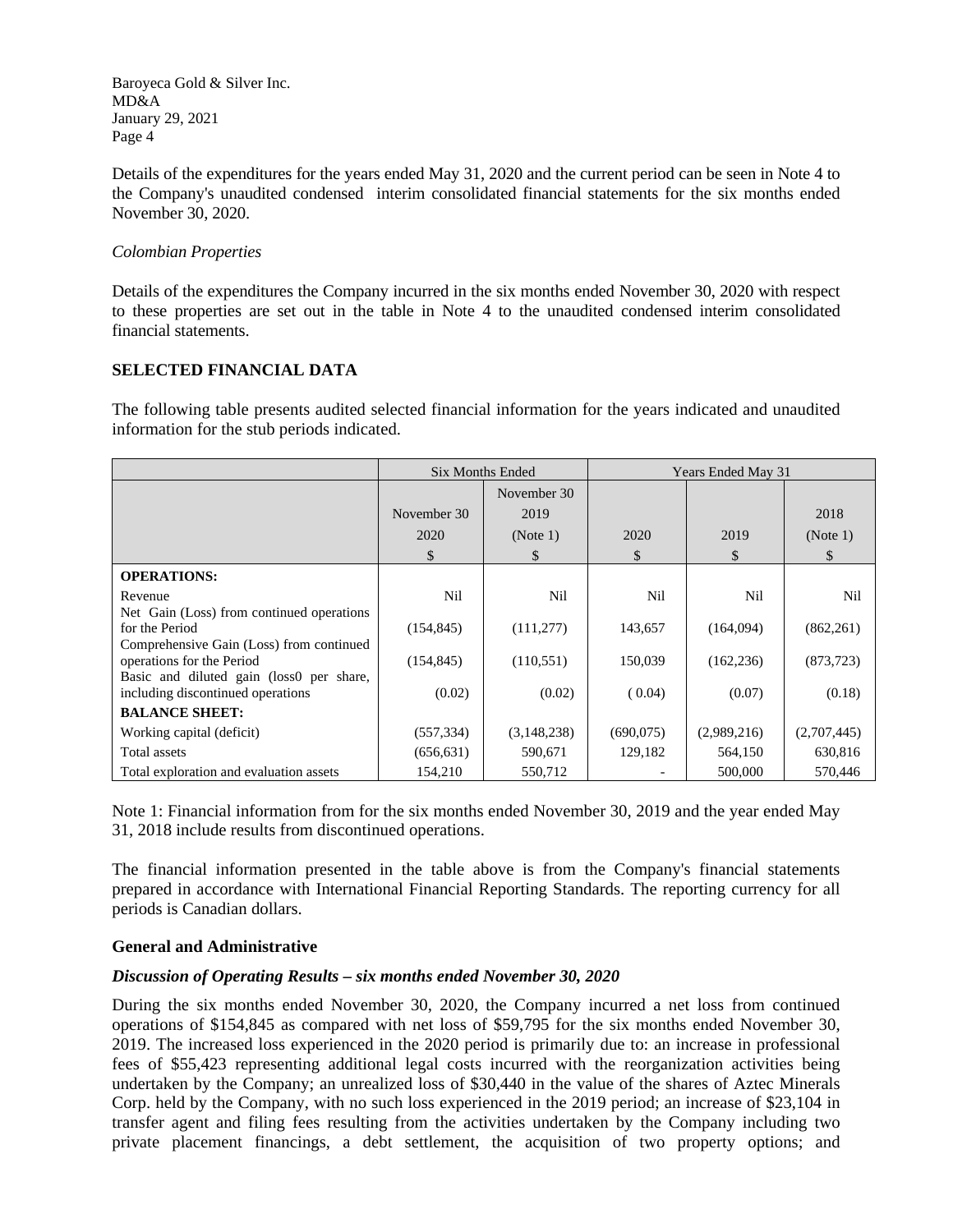Details of the expenditures for the years ended May 31, 2020 and the current period can be seen in Note 4 to the Company's unaudited condensed interim consolidated financial statements for the six months ended November 30, 2020.

*Colombian Properties*

Details of the expenditures the Company incurred in the six months ended November 30, 2020 with respect to these properties are set out in the table in Note 4 to the unaudited condensed interim consolidated financial statements.

## SELECTED FINANCIAL DATA

The following table presents audited selected financial information for the years indicated and unaudited information for the stub periods indicated.

| | Six Months Ended | | Years Ended May 31 | | |
|---|---|---|---|---|---|
| | November 30 2020 $ | November 30 2019 (Note 1) $ | 2020 $ | 2019 $ | 2018 (Note 1) $ |
| **OPERATIONS:** | | | | | |
| Revenue | Nil | Nil | Nil | Nil | Nil |
| Net Gain (Loss) from continued operations for the Period | (154,845) | (111,277) | 143,657 | (164,094) | (862,261) |
| Comprehensive Gain (Loss) from continued operations for the Period | (154,845) | (110,551) | 150,039 | (162,236) | (873,723) |
| Basic and diluted gain (loss0 per share, including discontinued operations | (0.02) | (0.02) | ( 0.04) | (0.07) | (0.18) |
| **BALANCE SHEET:** | | | | | |
| Working capital (deficit) | (557,334) | (3,148,238) | (690,075) | (2,989,216) | (2,707,445) |
| Total assets | (656,631) | 590,671 | 129,182 | 564,150 | 630,816 |
| Total exploration and evaluation assets | 154,210 | 550,712 | - | 500,000 | 570,446 |

Note 1: Financial information from for the six months ended November 30, 2019 and the year ended May 31, 2018 include results from discontinued operations.

The financial information presented in the table above is from the Company's financial statements prepared in accordance with International Financial Reporting Standards. The reporting currency for all periods is Canadian dollars.

### General and Administrative

***Discussion of Operating Results – six months ended November 30, 2020***

During the six months ended November 30, 2020, the Company incurred a net loss from continued operations of $154,845 as compared with net loss of $59,795 for the six months ended November 30, 2019. The increased loss experienced in the 2020 period is primarily due to: an increase in professional fees of $55,423 representing additional legal costs incurred with the reorganization activities being undertaken by the Company; an unrealized loss of $30,440 in the value of the shares of Aztec Minerals Corp. held by the Company, with no such loss experienced in the 2019 period; an increase of $23,104 in transfer agent and filing fees resulting from the activities undertaken by the Company including two private placement financings, a debt settlement, the acquisition of two property options; and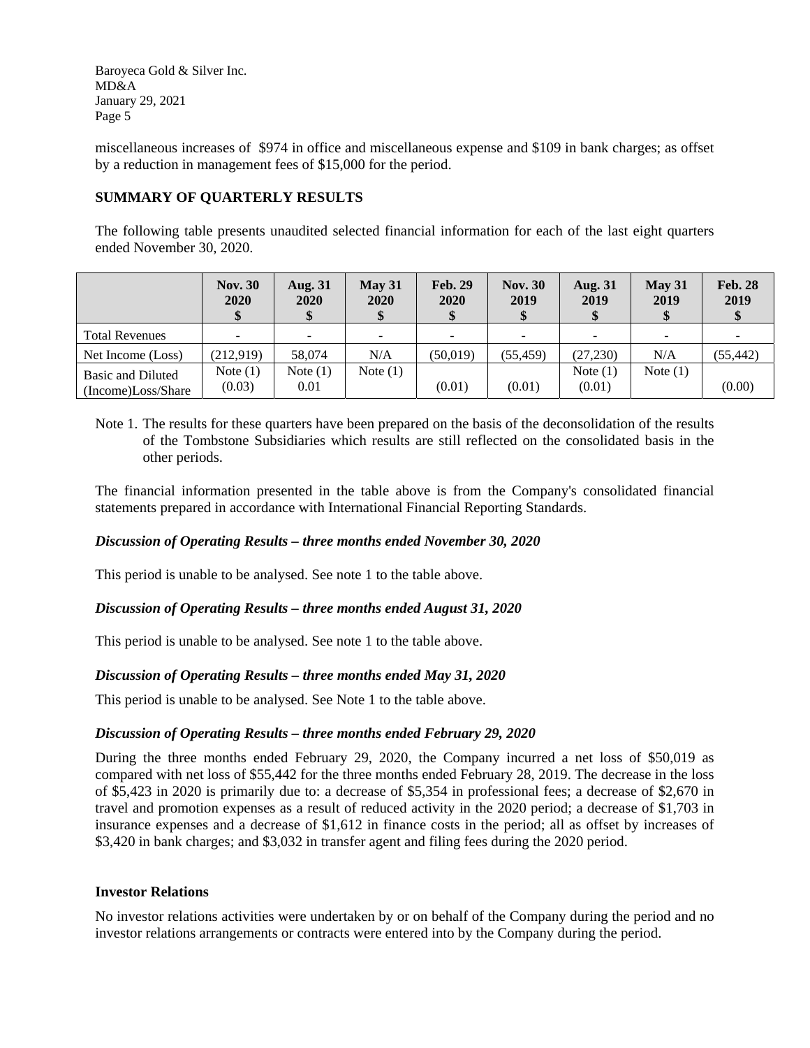miscellaneous increases of  $974 in office and miscellaneous expense and $109 in bank charges; as offset by a reduction in management fees of $15,000 for the period.

**SUMMARY OF QUARTERLY RESULTS**

The following table presents unaudited selected financial information for each of the last eight quarters ended November 30, 2020.

| | **Nov. 30 2020 $** | **Aug. 31 2020 $** | **May 31 2020 $** | **Feb. 29 2020 $** | **Nov. 30 2019 $** | **Aug. 31 2019 $** | **May 31 2019 $** | **Feb. 28 2019 $** |
|---|---|---|---|---|---|---|---|---|
| Total Revenues | - | - | - | - | - | - | - | - |
| Net Income (Loss) | (212,919) | 58,074 | N/A | (50,019) | (55,459) | (27,230) | N/A | (55,442) |
| Basic and Diluted (Income)Loss/Share | Note (1) (0.03) | Note (1) 0.01 | Note (1) | (0.01) | (0.01) | Note (1) (0.01) | Note (1) | (0.00) |

Note 1. The results for these quarters have been prepared on the basis of the deconsolidation of the results of the Tombstone Subsidiaries which results are still reflected on the consolidated basis in the other periods.

The financial information presented in the table above is from the Company's consolidated financial statements prepared in accordance with International Financial Reporting Standards.

***Discussion of Operating Results – three months ended November 30, 2020***

This period is unable to be analysed. See note 1 to the table above.

***Discussion of Operating Results – three months ended August 31, 2020***

This period is unable to be analysed. See note 1 to the table above.

***Discussion of Operating Results – three months ended May 31, 2020***

This period is unable to be analysed. See Note 1 to the table above.

***Discussion of Operating Results – three months ended February 29, 2020***

During the three months ended February 29, 2020, the Company incurred a net loss of $50,019 as compared with net loss of $55,442 for the three months ended February 28, 2019. The decrease in the loss of $5,423 in 2020 is primarily due to: a decrease of $5,354 in professional fees; a decrease of $2,670 in travel and promotion expenses as a result of reduced activity in the 2020 period; a decrease of $1,703 in insurance expenses and a decrease of $1,612 in finance costs in the period; all as offset by increases of $3,420 in bank charges; and $3,032 in transfer agent and filing fees during the 2020 period.

**Investor Relations**

No investor relations activities were undertaken by or on behalf of the Company during the period and no investor relations arrangements or contracts were entered into by the Company during the period.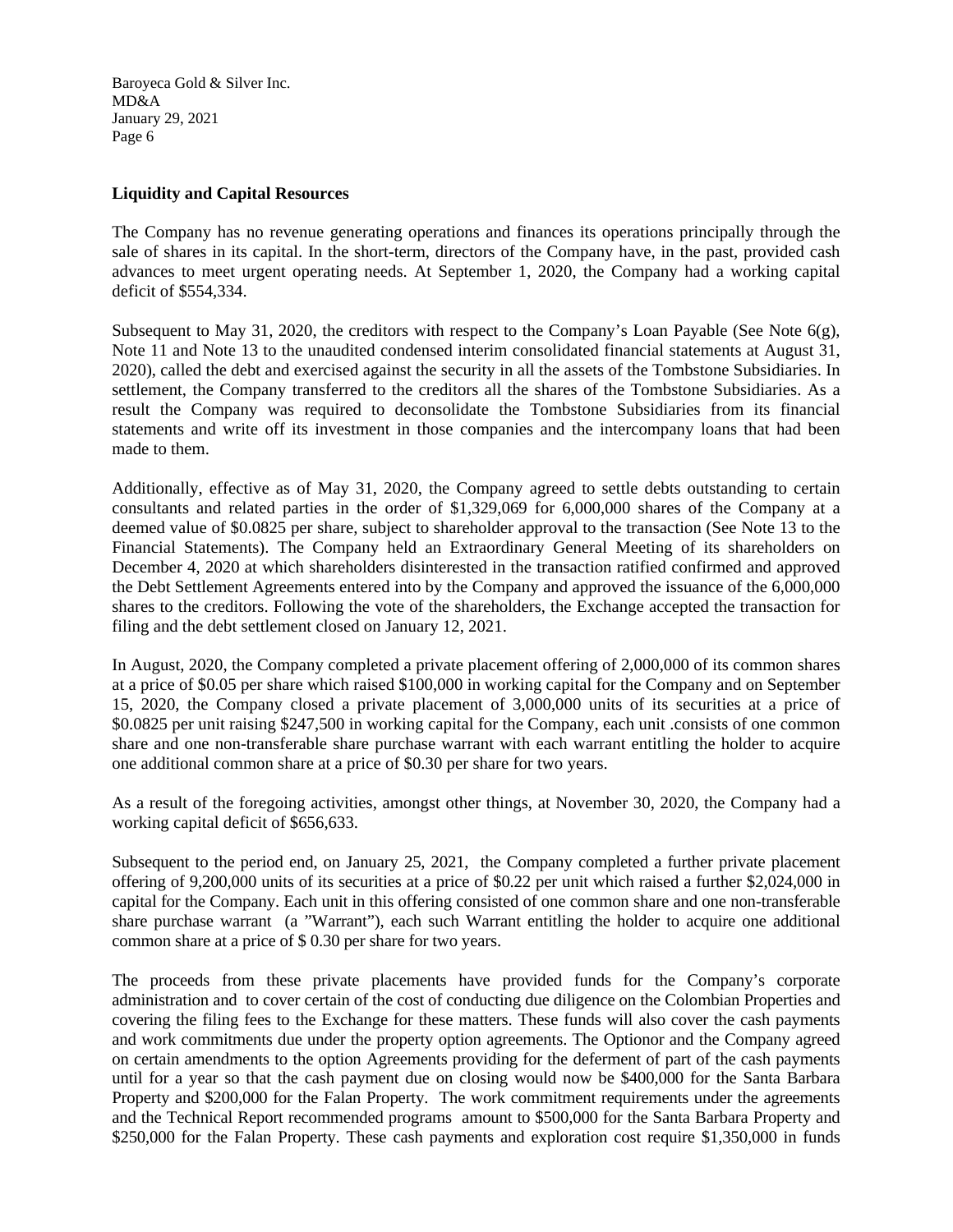## Liquidity and Capital Resources

The Company has no revenue generating operations and finances its operations principally through the sale of shares in its capital. In the short-term, directors of the Company have, in the past, provided cash advances to meet urgent operating needs. At September 1, 2020, the Company had a working capital deficit of $554,334.

Subsequent to May 31, 2020, the creditors with respect to the Company's Loan Payable (See Note 6(g), Note 11 and Note 13 to the unaudited condensed interim consolidated financial statements at August 31, 2020), called the debt and exercised against the security in all the assets of the Tombstone Subsidiaries. In settlement, the Company transferred to the creditors all the shares of the Tombstone Subsidiaries. As a result the Company was required to deconsolidate the Tombstone Subsidiaries from its financial statements and write off its investment in those companies and the intercompany loans that had been made to them.

Additionally, effective as of May 31, 2020, the Company agreed to settle debts outstanding to certain consultants and related parties in the order of $1,329,069 for 6,000,000 shares of the Company at a deemed value of $0.0825 per share, subject to shareholder approval to the transaction (See Note 13 to the Financial Statements). The Company held an Extraordinary General Meeting of its shareholders on December 4, 2020 at which shareholders disinterested in the transaction ratified confirmed and approved the Debt Settlement Agreements entered into by the Company and approved the issuance of the 6,000,000 shares to the creditors. Following the vote of the shareholders, the Exchange accepted the transaction for filing and the debt settlement closed on January 12, 2021.

In August, 2020, the Company completed a private placement offering of 2,000,000 of its common shares at a price of $0.05 per share which raised $100,000 in working capital for the Company and on September 15, 2020, the Company closed a private placement of 3,000,000 units of its securities at a price of $0.0825 per unit raising $247,500 in working capital for the Company, each unit .consists of one common share and one non-transferable share purchase warrant with each warrant entitling the holder to acquire one additional common share at a price of $0.30 per share for two years.

As a result of the foregoing activities, amongst other things, at November 30, 2020, the Company had a working capital deficit of $656,633.

Subsequent to the period end, on January 25, 2021, the Company completed a further private placement offering of 9,200,000 units of its securities at a price of $0.22 per unit which raised a further $2,024,000 in capital for the Company. Each unit in this offering consisted of one common share and one non-transferable share purchase warrant (a "Warrant"), each such Warrant entitling the holder to acquire one additional common share at a price of $ 0.30 per share for two years.

The proceeds from these private placements have provided funds for the Company's corporate administration and to cover certain of the cost of conducting due diligence on the Colombian Properties and covering the filing fees to the Exchange for these matters. These funds will also cover the cash payments and work commitments due under the property option agreements. The Optionor and the Company agreed on certain amendments to the option Agreements providing for the deferment of part of the cash payments until for a year so that the cash payment due on closing would now be $400,000 for the Santa Barbara Property and $200,000 for the Falan Property. The work commitment requirements under the agreements and the Technical Report recommended programs amount to $500,000 for the Santa Barbara Property and $250,000 for the Falan Property. These cash payments and exploration cost require $1,350,000 in funds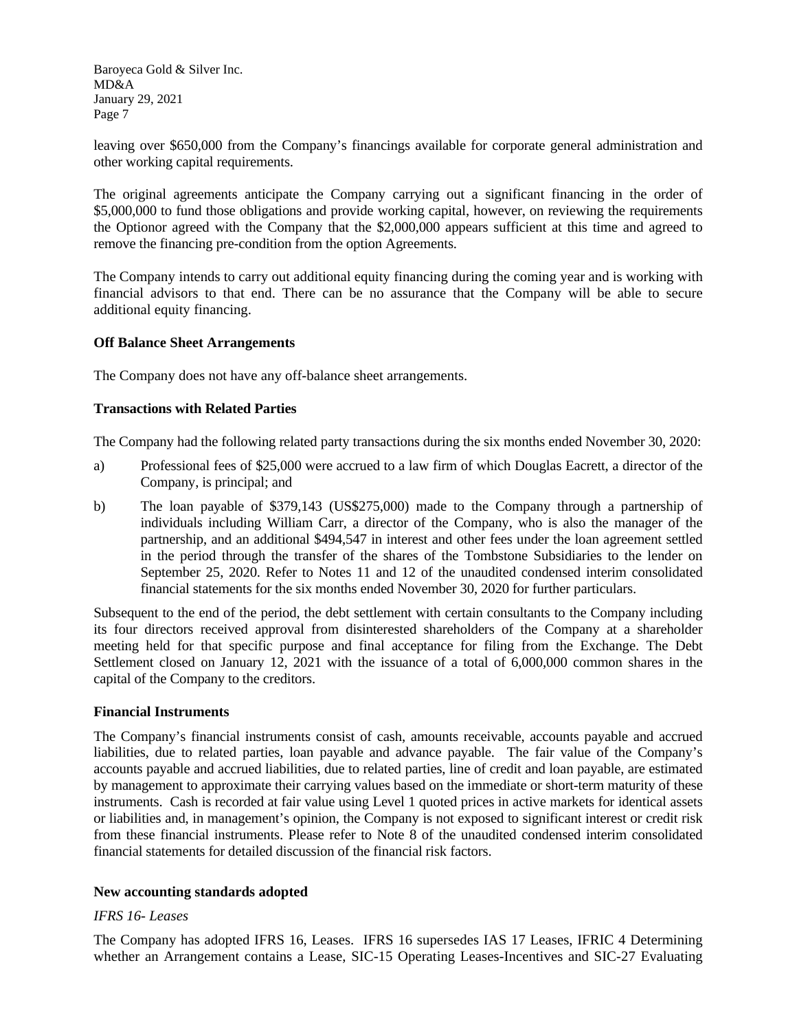leaving over $650,000 from the Company's financings available for corporate general administration and other working capital requirements.

The original agreements anticipate the Company carrying out a significant financing in the order of $5,000,000 to fund those obligations and provide working capital, however, on reviewing the requirements the Optionor agreed with the Company that the $2,000,000 appears sufficient at this time and agreed to remove the financing pre-condition from the option Agreements.

The Company intends to carry out additional equity financing during the coming year and is working with financial advisors to that end. There can be no assurance that the Company will be able to secure additional equity financing.

**Off Balance Sheet Arrangements**

The Company does not have any off-balance sheet arrangements.

**Transactions with Related Parties**

The Company had the following related party transactions during the six months ended November 30, 2020:

a) Professional fees of $25,000 were accrued to a law firm of which Douglas Eacrett, a director of the Company, is principal; and

b) The loan payable of $379,143 (US$275,000) made to the Company through a partnership of individuals including William Carr, a director of the Company, who is also the manager of the partnership, and an additional $494,547 in interest and other fees under the loan agreement settled in the period through the transfer of the shares of the Tombstone Subsidiaries to the lender on September 25, 2020. Refer to Notes 11 and 12 of the unaudited condensed interim consolidated financial statements for the six months ended November 30, 2020 for further particulars.

Subsequent to the end of the period, the debt settlement with certain consultants to the Company including its four directors received approval from disinterested shareholders of the Company at a shareholder meeting held for that specific purpose and final acceptance for filing from the Exchange. The Debt Settlement closed on January 12, 2021 with the issuance of a total of 6,000,000 common shares in the capital of the Company to the creditors.

**Financial Instruments**

The Company's financial instruments consist of cash, amounts receivable, accounts payable and accrued liabilities, due to related parties, loan payable and advance payable. The fair value of the Company's accounts payable and accrued liabilities, due to related parties, line of credit and loan payable, are estimated by management to approximate their carrying values based on the immediate or short-term maturity of these instruments. Cash is recorded at fair value using Level 1 quoted prices in active markets for identical assets or liabilities and, in management's opinion, the Company is not exposed to significant interest or credit risk from these financial instruments. Please refer to Note 8 of the unaudited condensed interim consolidated financial statements for detailed discussion of the financial risk factors.

**New accounting standards adopted**

*IFRS 16- Leases*

The Company has adopted IFRS 16, Leases. IFRS 16 supersedes IAS 17 Leases, IFRIC 4 Determining whether an Arrangement contains a Lease, SIC-15 Operating Leases-Incentives and SIC-27 Evaluating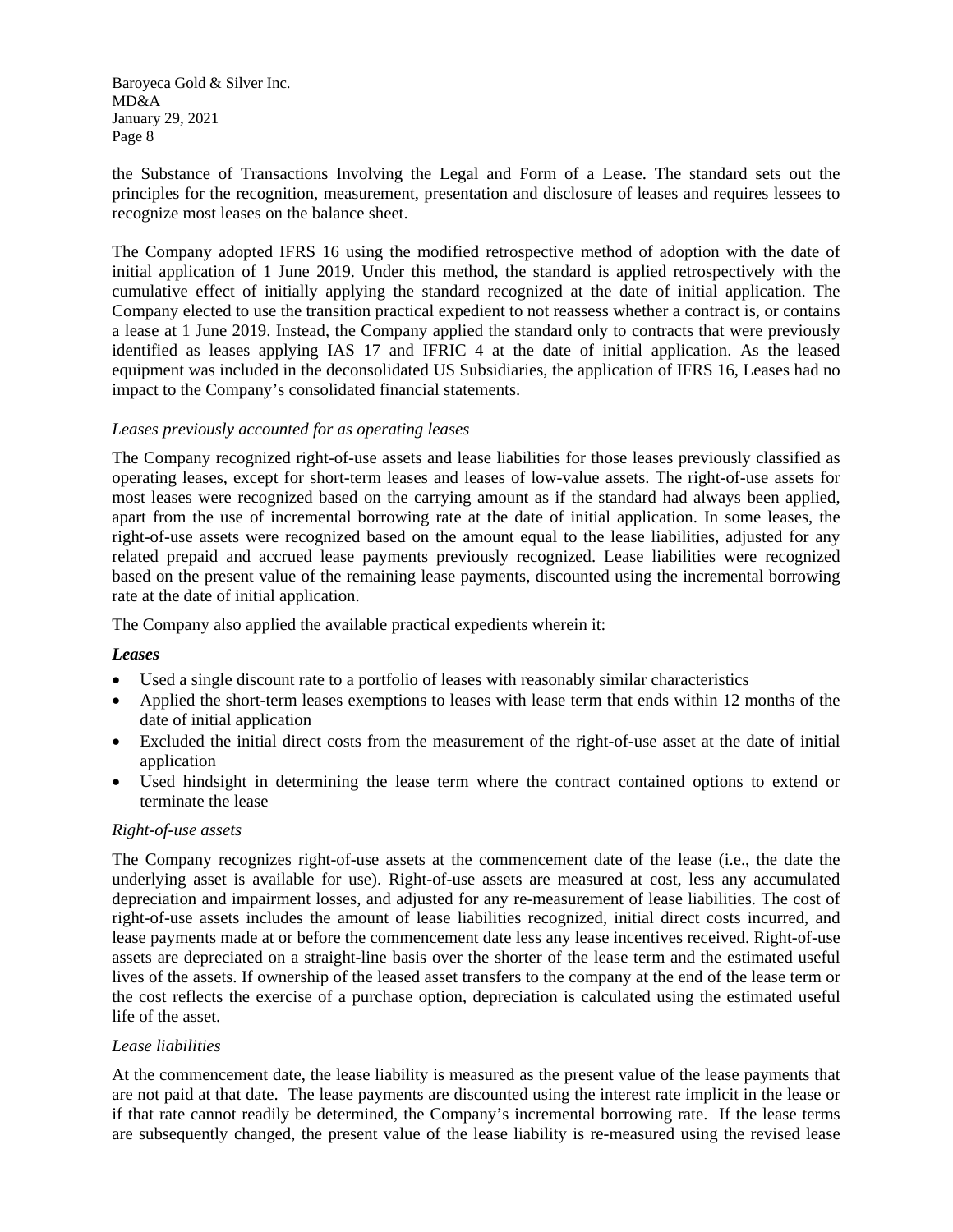the Substance of Transactions Involving the Legal and Form of a Lease. The standard sets out the principles for the recognition, measurement, presentation and disclosure of leases and requires lessees to recognize most leases on the balance sheet.

The Company adopted IFRS 16 using the modified retrospective method of adoption with the date of initial application of 1 June 2019. Under this method, the standard is applied retrospectively with the cumulative effect of initially applying the standard recognized at the date of initial application. The Company elected to use the transition practical expedient to not reassess whether a contract is, or contains a lease at 1 June 2019. Instead, the Company applied the standard only to contracts that were previously identified as leases applying IAS 17 and IFRIC 4 at the date of initial application. As the leased equipment was included in the deconsolidated US Subsidiaries, the application of IFRS 16, Leases had no impact to the Company's consolidated financial statements.

*Leases previously accounted for as operating leases*

The Company recognized right-of-use assets and lease liabilities for those leases previously classified as operating leases, except for short-term leases and leases of low-value assets. The right-of-use assets for most leases were recognized based on the carrying amount as if the standard had always been applied, apart from the use of incremental borrowing rate at the date of initial application. In some leases, the right-of-use assets were recognized based on the amount equal to the lease liabilities, adjusted for any related prepaid and accrued lease payments previously recognized. Lease liabilities were recognized based on the present value of the remaining lease payments, discounted using the incremental borrowing rate at the date of initial application.

The Company also applied the available practical expedients wherein it:

***Leases***

- Used a single discount rate to a portfolio of leases with reasonably similar characteristics
- Applied the short-term leases exemptions to leases with lease term that ends within 12 months of the date of initial application
- Excluded the initial direct costs from the measurement of the right-of-use asset at the date of initial application
- Used hindsight in determining the lease term where the contract contained options to extend or terminate the lease

*Right-of-use assets*

The Company recognizes right-of-use assets at the commencement date of the lease (i.e., the date the underlying asset is available for use). Right-of-use assets are measured at cost, less any accumulated depreciation and impairment losses, and adjusted for any re-measurement of lease liabilities. The cost of right-of-use assets includes the amount of lease liabilities recognized, initial direct costs incurred, and lease payments made at or before the commencement date less any lease incentives received. Right-of-use assets are depreciated on a straight-line basis over the shorter of the lease term and the estimated useful lives of the assets. If ownership of the leased asset transfers to the company at the end of the lease term or the cost reflects the exercise of a purchase option, depreciation is calculated using the estimated useful life of the asset.

*Lease liabilities*

At the commencement date, the lease liability is measured as the present value of the lease payments that are not paid at that date. The lease payments are discounted using the interest rate implicit in the lease or if that rate cannot readily be determined, the Company's incremental borrowing rate. If the lease terms are subsequently changed, the present value of the lease liability is re-measured using the revised lease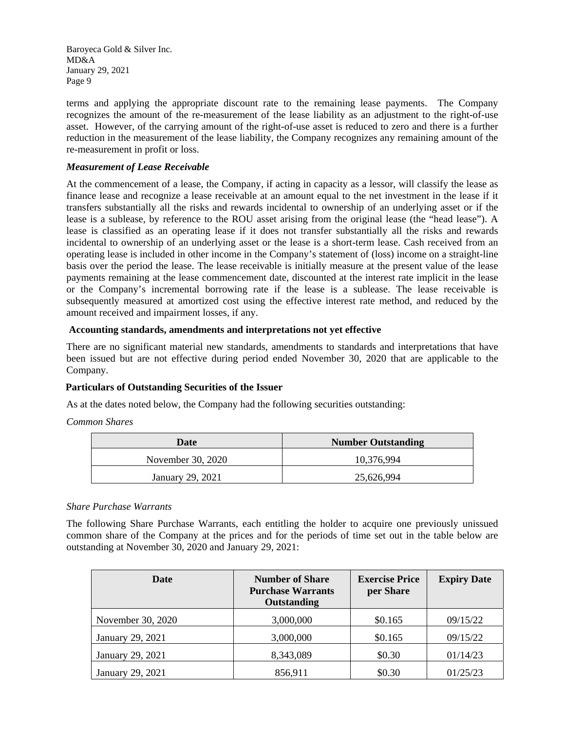terms and applying the appropriate discount rate to the remaining lease payments. The Company recognizes the amount of the re-measurement of the lease liability as an adjustment to the right-of-use asset. However, of the carrying amount of the right-of-use asset is reduced to zero and there is a further reduction in the measurement of the lease liability, the Company recognizes any remaining amount of the re-measurement in profit or loss.

***Measurement of Lease Receivable***

At the commencement of a lease, the Company, if acting in capacity as a lessor, will classify the lease as finance lease and recognize a lease receivable at an amount equal to the net investment in the lease if it transfers substantially all the risks and rewards incidental to ownership of an underlying asset or if the lease is a sublease, by reference to the ROU asset arising from the original lease (the "head lease"). A lease is classified as an operating lease if it does not transfer substantially all the risks and rewards incidental to ownership of an underlying asset or the lease is a short-term lease. Cash received from an operating lease is included in other income in the Company's statement of (loss) income on a straight-line basis over the period the lease. The lease receivable is initially measure at the present value of the lease payments remaining at the lease commencement date, discounted at the interest rate implicit in the lease or the Company's incremental borrowing rate if the lease is a sublease. The lease receivable is subsequently measured at amortized cost using the effective interest rate method, and reduced by the amount received and impairment losses, if any.

**Accounting standards, amendments and interpretations not yet effective**

There are no significant material new standards, amendments to standards and interpretations that have been issued but are not effective during period ended November 30, 2020 that are applicable to the Company.

**Particulars of Outstanding Securities of the Issuer**

As at the dates noted below, the Company had the following securities outstanding:

*Common Shares*

| Date | Number Outstanding |
|---|---|
| November 30, 2020 | 10,376,994 |
| January 29, 2021 | 25,626,994 |

*Share Purchase Warrants*

The following Share Purchase Warrants, each entitling the holder to acquire one previously unissued common share of the Company at the prices and for the periods of time set out in the table below are outstanding at November 30, 2020 and January 29, 2021:

| Date | Number of Share Purchase Warrants Outstanding | Exercise Price per Share | Expiry Date |
|---|---|---|---|
| November 30, 2020 | 3,000,000 | $0.165 | 09/15/22 |
| January 29, 2021 | 3,000,000 | $0.165 | 09/15/22 |
| January 29, 2021 | 8,343,089 | $0.30 | 01/14/23 |
| January 29, 2021 | 856,911 | $0.30 | 01/25/23 |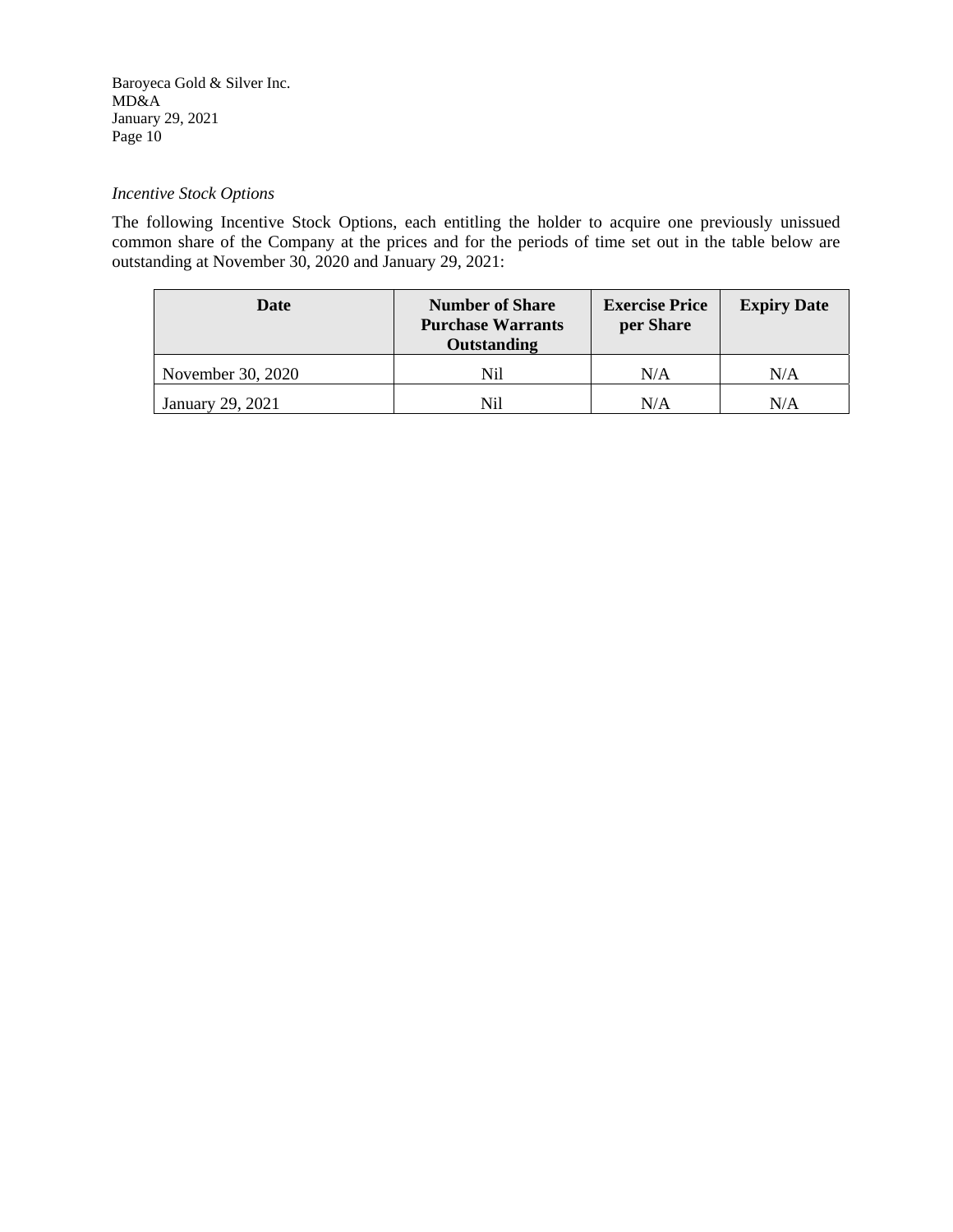*Incentive Stock Options*

The following Incentive Stock Options, each entitling the holder to acquire one previously unissued common share of the Company at the prices and for the periods of time set out in the table below are outstanding at November 30, 2020 and January 29, 2021:

| Date | Number of Share Purchase Warrants Outstanding | Exercise Price per Share | Expiry Date |
|---|---|---|---|
| November 30, 2020 | Nil | N/A | N/A |
| January 29, 2021 | Nil | N/A | N/A |